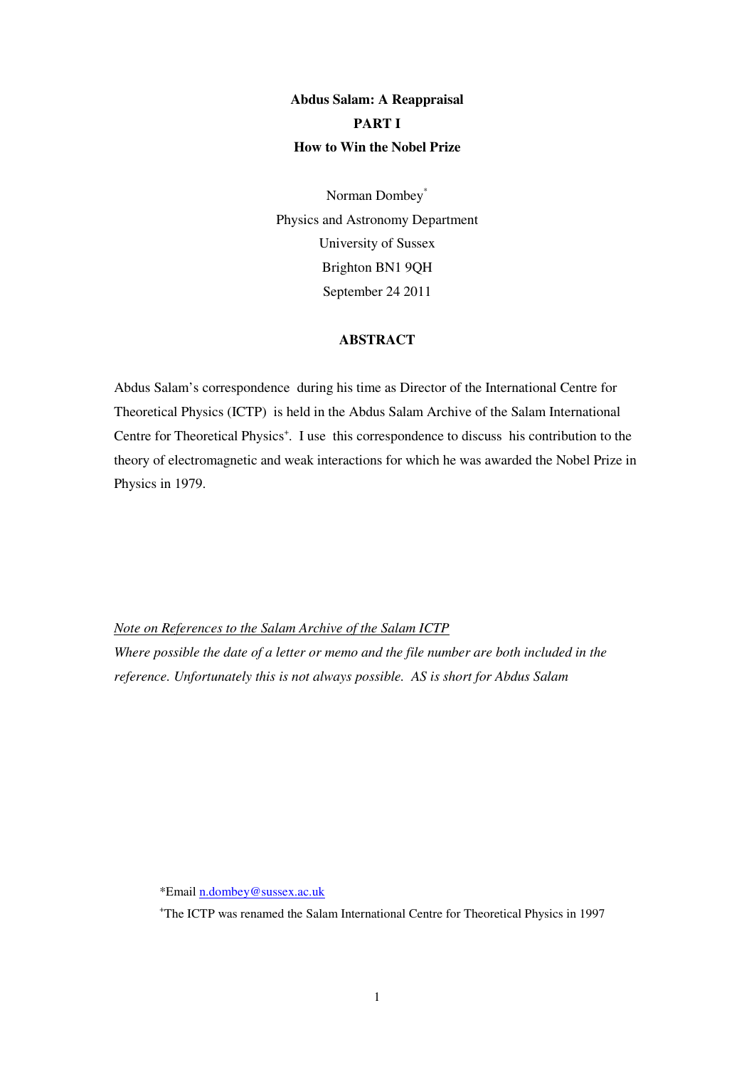# Abdus Salam: A Reappraisal

## PART I

## How to Win the Nobel Prize

Norman Dombey*

Physics and Astronomy Department

University of Sussex

Brighton BN1 9QH

September 24 2011

### ABSTRACT

Abdus Salam's correspondence during his time as Director of the International Centre for Theoretical Physics (ICTP) is held in the Abdus Salam Archive of the Salam International Centre for Theoretical Physics+. I use this correspondence to discuss his contribution to the theory of electromagnetic and weak interactions for which he was awarded the Nobel Prize in Physics in 1979.

*<u>Note on References to the Salam Archive of the Salam ICTP</u>*

*Where possible the date of a letter or memo and the file number are both included in the reference. Unfortunately this is not always possible. AS is short for Abdus Salam*

*Email n.dombey@sussex.ac.uk

+The ICTP was renamed the Salam International Centre for Theoretical Physics in 1997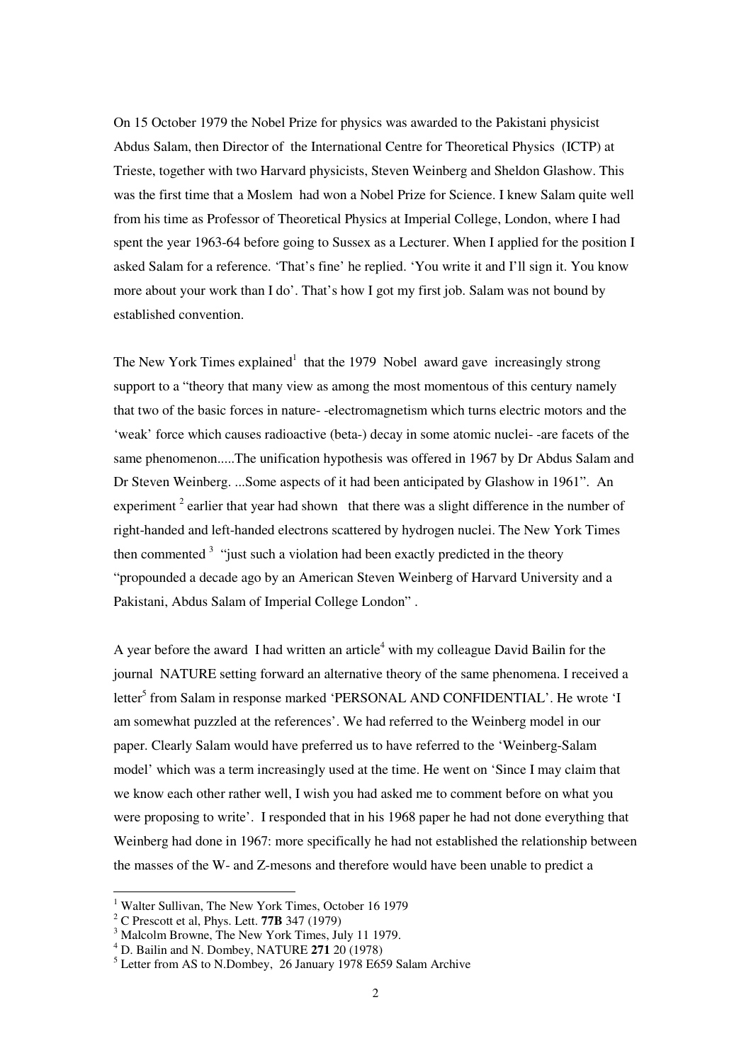On 15 October 1979 the Nobel Prize for physics was awarded to the Pakistani physicist Abdus Salam, then Director of the International Centre for Theoretical Physics (ICTP) at Trieste, together with two Harvard physicists, Steven Weinberg and Sheldon Glashow. This was the first time that a Moslem had won a Nobel Prize for Science. I knew Salam quite well from his time as Professor of Theoretical Physics at Imperial College, London, where I had spent the year 1963-64 before going to Sussex as a Lecturer. When I applied for the position I asked Salam for a reference. 'That's fine' he replied. 'You write it and I'll sign it. You know more about your work than I do'. That's how I got my first job. Salam was not bound by established convention.

The New York Times explained[1] that the 1979 Nobel award gave increasingly strong support to a "theory that many view as among the most momentous of this century namely that two of the basic forces in nature- -electromagnetism which turns electric motors and the 'weak' force which causes radioactive (beta-) decay in some atomic nuclei- -are facets of the same phenomenon.....The unification hypothesis was offered in 1967 by Dr Abdus Salam and Dr Steven Weinberg. ...Some aspects of it had been anticipated by Glashow in 1961". An experiment [2] earlier that year had shown that there was a slight difference in the number of right-handed and left-handed electrons scattered by hydrogen nuclei. The New York Times then commented [3] "just such a violation had been exactly predicted in the theory "propounded a decade ago by an American Steven Weinberg of Harvard University and a Pakistani, Abdus Salam of Imperial College London" .

A year before the award I had written an article[4] with my colleague David Bailin for the journal NATURE setting forward an alternative theory of the same phenomena. I received a letter[5] from Salam in response marked 'PERSONAL AND CONFIDENTIAL'. He wrote 'I am somewhat puzzled at the references'. We had referred to the Weinberg model in our paper. Clearly Salam would have preferred us to have referred to the 'Weinberg-Salam model' which was a term increasingly used at the time. He went on 'Since I may claim that we know each other rather well, I wish you had asked me to comment before on what you were proposing to write'. I responded that in his 1968 paper he had not done everything that Weinberg had done in 1967: more specifically he had not established the relationship between the masses of the W- and Z-mesons and therefore would have been unable to predict a

---

[1] Walter Sullivan, The New York Times, October 16 1979

[2] C Prescott et al, Phys. Lett. **77B** 347 (1979)

[3] Malcolm Browne, The New York Times, July 11 1979.

[4] D. Bailin and N. Dombey, NATURE **271** 20 (1978)

[5] Letter from AS to N.Dombey, 26 January 1978 E659 Salam Archive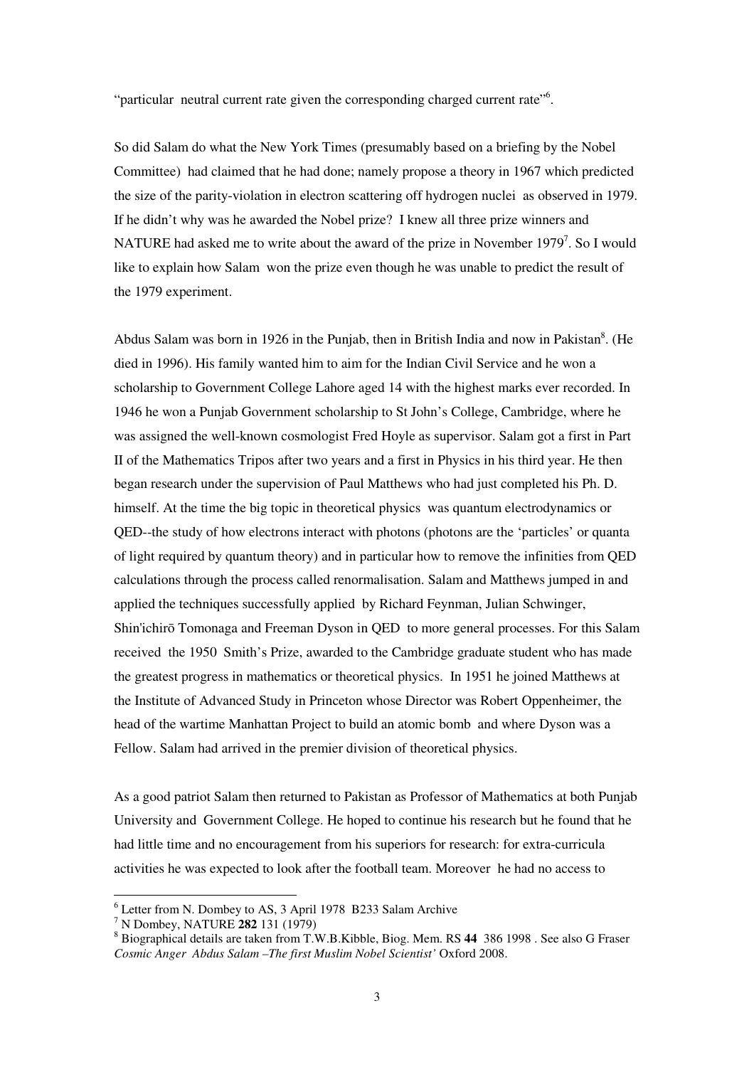"particular neutral current rate given the corresponding charged current rate"[6].

So did Salam do what the New York Times (presumably based on a briefing by the Nobel Committee) had claimed that he had done; namely propose a theory in 1967 which predicted the size of the parity-violation in electron scattering off hydrogen nuclei as observed in 1979. If he didn't why was he awarded the Nobel prize? I knew all three prize winners and NATURE had asked me to write about the award of the prize in November 1979[7]. So I would like to explain how Salam won the prize even though he was unable to predict the result of the 1979 experiment.

Abdus Salam was born in 1926 in the Punjab, then in British India and now in Pakistan[8]. (He died in 1996). His family wanted him to aim for the Indian Civil Service and he won a scholarship to Government College Lahore aged 14 with the highest marks ever recorded. In 1946 he won a Punjab Government scholarship to St John's College, Cambridge, where he was assigned the well-known cosmologist Fred Hoyle as supervisor. Salam got a first in Part II of the Mathematics Tripos after two years and a first in Physics in his third year. He then began research under the supervision of Paul Matthews who had just completed his Ph. D. himself. At the time the big topic in theoretical physics was quantum electrodynamics or QED--the study of how electrons interact with photons (photons are the 'particles' or quanta of light required by quantum theory) and in particular how to remove the infinities from QED calculations through the process called renormalisation. Salam and Matthews jumped in and applied the techniques successfully applied by Richard Feynman, Julian Schwinger, Shin'ichirō Tomonaga and Freeman Dyson in QED to more general processes. For this Salam received the 1950 Smith's Prize, awarded to the Cambridge graduate student who has made the greatest progress in mathematics or theoretical physics. In 1951 he joined Matthews at the Institute of Advanced Study in Princeton whose Director was Robert Oppenheimer, the head of the wartime Manhattan Project to build an atomic bomb and where Dyson was a Fellow. Salam had arrived in the premier division of theoretical physics.

As a good patriot Salam then returned to Pakistan as Professor of Mathematics at both Punjab University and Government College. He hoped to continue his research but he found that he had little time and no encouragement from his superiors for research: for extra-curricula activities he was expected to look after the football team. Moreover he had no access to

---

[6] Letter from N. Dombey to AS, 3 April 1978 B233 Salam Archive

[7] N Dombey, NATURE **282** 131 (1979)

[8] Biographical details are taken from T.W.B.Kibble, Biog. Mem. RS **44** 386 1998 . See also G Fraser *Cosmic Anger Abdus Salam –The first Muslim Nobel Scientist'* Oxford 2008.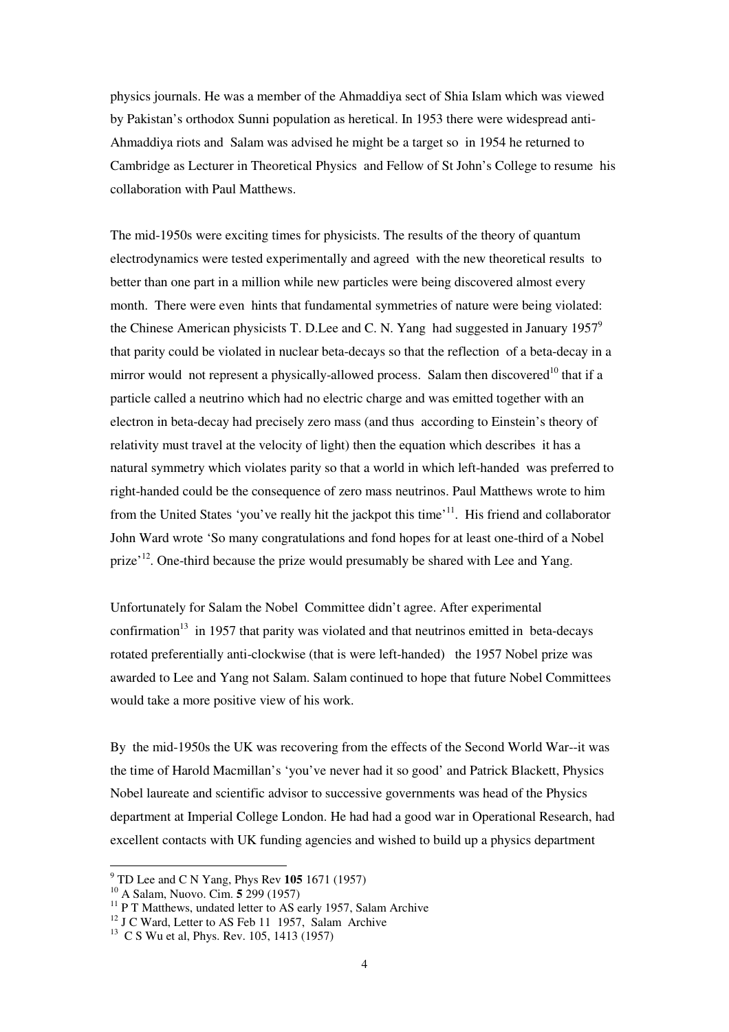physics journals. He was a member of the Ahmaddiya sect of Shia Islam which was viewed by Pakistan's orthodox Sunni population as heretical. In 1953 there were widespread anti-Ahmaddiya riots and Salam was advised he might be a target so in 1954 he returned to Cambridge as Lecturer in Theoretical Physics and Fellow of St John's College to resume his collaboration with Paul Matthews.

The mid-1950s were exciting times for physicists. The results of the theory of quantum electrodynamics were tested experimentally and agreed with the new theoretical results to better than one part in a million while new particles were being discovered almost every month. There were even hints that fundamental symmetries of nature were being violated: the Chinese American physicists T. D.Lee and C. N. Yang had suggested in January 1957[9] that parity could be violated in nuclear beta-decays so that the reflection of a beta-decay in a mirror would not represent a physically-allowed process. Salam then discovered[10] that if a particle called a neutrino which had no electric charge and was emitted together with an electron in beta-decay had precisely zero mass (and thus according to Einstein's theory of relativity must travel at the velocity of light) then the equation which describes it has a natural symmetry which violates parity so that a world in which left-handed was preferred to right-handed could be the consequence of zero mass neutrinos. Paul Matthews wrote to him from the United States 'you've really hit the jackpot this time'[11]. His friend and collaborator John Ward wrote 'So many congratulations and fond hopes for at least one-third of a Nobel prize'[12]. One-third because the prize would presumably be shared with Lee and Yang.

Unfortunately for Salam the Nobel Committee didn't agree. After experimental confirmation[13] in 1957 that parity was violated and that neutrinos emitted in beta-decays rotated preferentially anti-clockwise (that is were left-handed) the 1957 Nobel prize was awarded to Lee and Yang not Salam. Salam continued to hope that future Nobel Committees would take a more positive view of his work.

By the mid-1950s the UK was recovering from the effects of the Second World War--it was the time of Harold Macmillan's 'you've never had it so good' and Patrick Blackett, Physics Nobel laureate and scientific advisor to successive governments was head of the Physics department at Imperial College London. He had had a good war in Operational Research, had excellent contacts with UK funding agencies and wished to build up a physics department

---

[9] TD Lee and C N Yang, Phys Rev **105** 1671 (1957)

[10] A Salam, Nuovo. Cim. **5** 299 (1957)

[11] P T Matthews, undated letter to AS early 1957, Salam Archive

[12] J C Ward, Letter to AS Feb 11 1957, Salam Archive

[13] C S Wu et al, Phys. Rev. 105, 1413 (1957)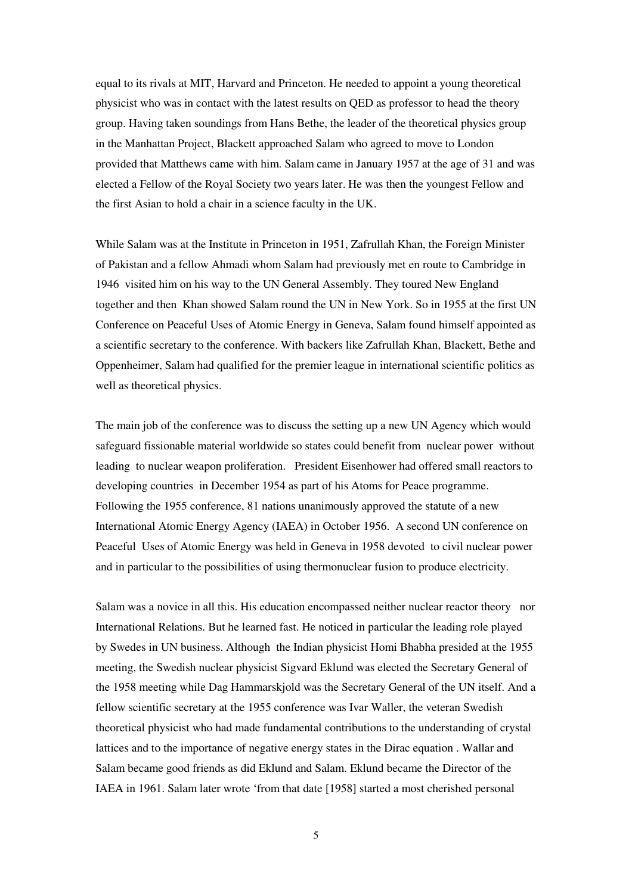equal to its rivals at MIT, Harvard and Princeton. He needed to appoint a young theoretical physicist who was in contact with the latest results on QED as professor to head the theory group. Having taken soundings from Hans Bethe, the leader of the theoretical physics group in the Manhattan Project, Blackett approached Salam who agreed to move to London provided that Matthews came with him. Salam came in January 1957 at the age of 31 and was elected a Fellow of the Royal Society two years later. He was then the youngest Fellow and the first Asian to hold a chair in a science faculty in the UK.

While Salam was at the Institute in Princeton in 1951, Zafrullah Khan, the Foreign Minister of Pakistan and a fellow Ahmadi whom Salam had previously met en route to Cambridge in 1946 visited him on his way to the UN General Assembly. They toured New England together and then Khan showed Salam round the UN in New York. So in 1955 at the first UN Conference on Peaceful Uses of Atomic Energy in Geneva, Salam found himself appointed as a scientific secretary to the conference. With backers like Zafrullah Khan, Blackett, Bethe and Oppenheimer, Salam had qualified for the premier league in international scientific politics as well as theoretical physics.

The main job of the conference was to discuss the setting up a new UN Agency which would safeguard fissionable material worldwide so states could benefit from nuclear power without leading to nuclear weapon proliferation. President Eisenhower had offered small reactors to developing countries in December 1954 as part of his Atoms for Peace programme. Following the 1955 conference, 81 nations unanimously approved the statute of a new International Atomic Energy Agency (IAEA) in October 1956. A second UN conference on Peaceful Uses of Atomic Energy was held in Geneva in 1958 devoted to civil nuclear power and in particular to the possibilities of using thermonuclear fusion to produce electricity.

Salam was a novice in all this. His education encompassed neither nuclear reactor theory nor International Relations. But he learned fast. He noticed in particular the leading role played by Swedes in UN business. Although the Indian physicist Homi Bhabha presided at the 1955 meeting, the Swedish nuclear physicist Sigvard Eklund was elected the Secretary General of the 1958 meeting while Dag Hammarskjold was the Secretary General of the UN itself. And a fellow scientific secretary at the 1955 conference was Ivar Waller, the veteran Swedish theoretical physicist who had made fundamental contributions to the understanding of crystal lattices and to the importance of negative energy states in the Dirac equation . Wallar and Salam became good friends as did Eklund and Salam. Eklund became the Director of the IAEA in 1961. Salam later wrote 'from that date [1958] started a most cherished personal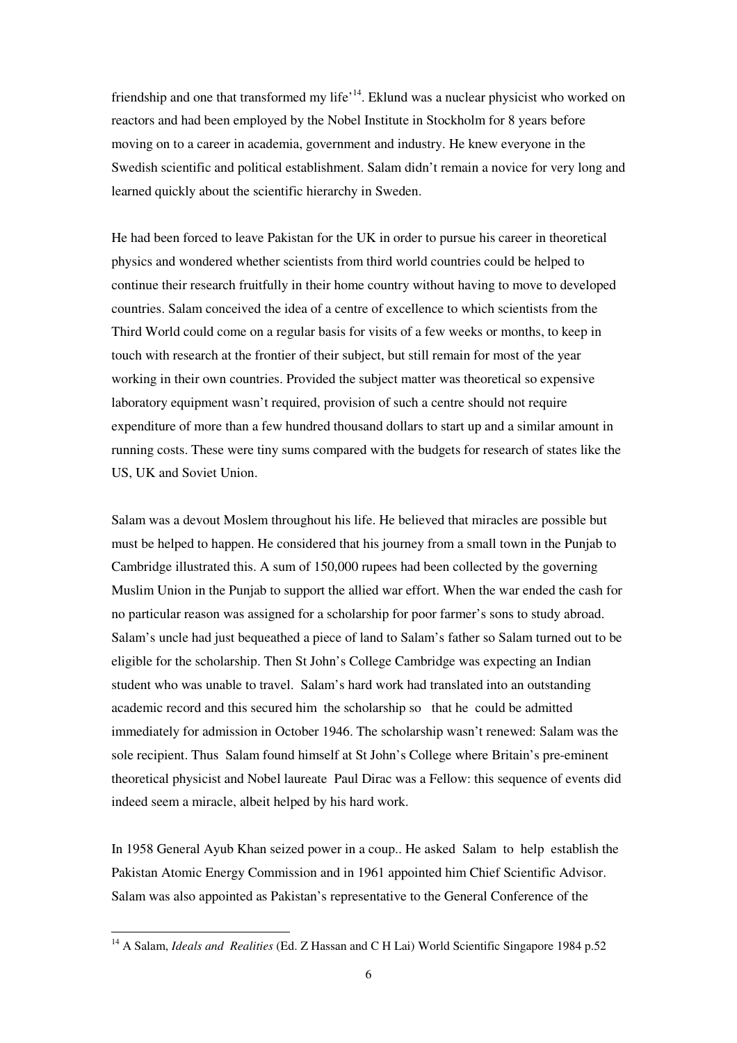friendship and one that transformed my life'[14]. Eklund was a nuclear physicist who worked on reactors and had been employed by the Nobel Institute in Stockholm for 8 years before moving on to a career in academia, government and industry. He knew everyone in the Swedish scientific and political establishment. Salam didn't remain a novice for very long and learned quickly about the scientific hierarchy in Sweden.

He had been forced to leave Pakistan for the UK in order to pursue his career in theoretical physics and wondered whether scientists from third world countries could be helped to continue their research fruitfully in their home country without having to move to developed countries. Salam conceived the idea of a centre of excellence to which scientists from the Third World could come on a regular basis for visits of a few weeks or months, to keep in touch with research at the frontier of their subject, but still remain for most of the year working in their own countries. Provided the subject matter was theoretical so expensive laboratory equipment wasn't required, provision of such a centre should not require expenditure of more than a few hundred thousand dollars to start up and a similar amount in running costs. These were tiny sums compared with the budgets for research of states like the US, UK and Soviet Union.

Salam was a devout Moslem throughout his life. He believed that miracles are possible but must be helped to happen. He considered that his journey from a small town in the Punjab to Cambridge illustrated this. A sum of 150,000 rupees had been collected by the governing Muslim Union in the Punjab to support the allied war effort. When the war ended the cash for no particular reason was assigned for a scholarship for poor farmer's sons to study abroad. Salam's uncle had just bequeathed a piece of land to Salam's father so Salam turned out to be eligible for the scholarship. Then St John's College Cambridge was expecting an Indian student who was unable to travel. Salam's hard work had translated into an outstanding academic record and this secured him the scholarship so that he could be admitted immediately for admission in October 1946. The scholarship wasn't renewed: Salam was the sole recipient. Thus Salam found himself at St John's College where Britain's pre-eminent theoretical physicist and Nobel laureate Paul Dirac was a Fellow: this sequence of events did indeed seem a miracle, albeit helped by his hard work.

In 1958 General Ayub Khan seized power in a coup.. He asked Salam to help establish the Pakistan Atomic Energy Commission and in 1961 appointed him Chief Scientific Advisor. Salam was also appointed as Pakistan's representative to the General Conference of the

---

[14] A Salam, *Ideals and Realities* (Ed. Z Hassan and C H Lai) World Scientific Singapore 1984 p.52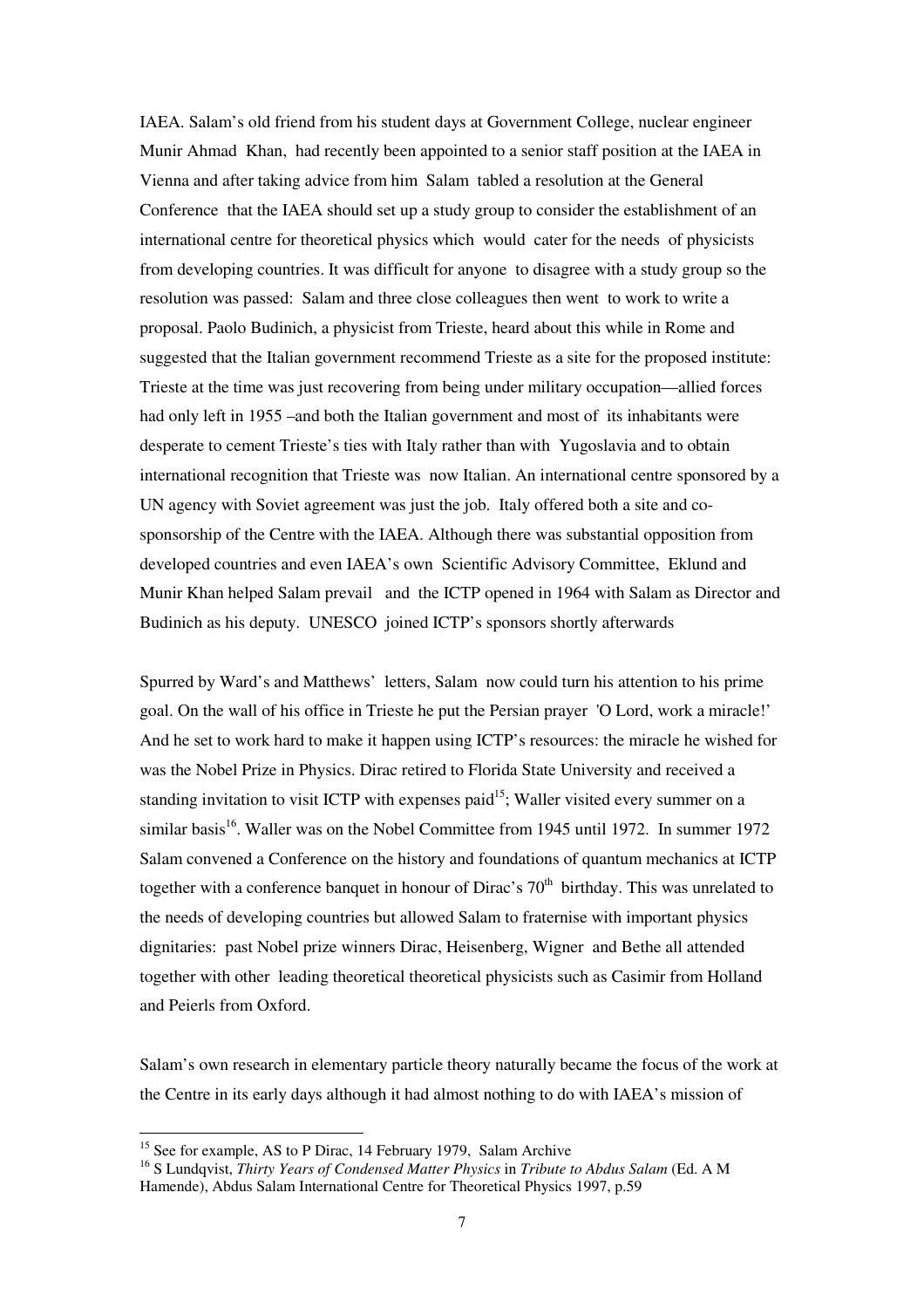IAEA. Salam's old friend from his student days at Government College, nuclear engineer Munir Ahmad Khan, had recently been appointed to a senior staff position at the IAEA in Vienna and after taking advice from him Salam tabled a resolution at the General Conference that the IAEA should set up a study group to consider the establishment of an international centre for theoretical physics which would cater for the needs of physicists from developing countries. It was difficult for anyone to disagree with a study group so the resolution was passed: Salam and three close colleagues then went to work to write a proposal. Paolo Budinich, a physicist from Trieste, heard about this while in Rome and suggested that the Italian government recommend Trieste as a site for the proposed institute: Trieste at the time was just recovering from being under military occupation—allied forces had only left in 1955 –and both the Italian government and most of its inhabitants were desperate to cement Trieste's ties with Italy rather than with Yugoslavia and to obtain international recognition that Trieste was now Italian. An international centre sponsored by a UN agency with Soviet agreement was just the job. Italy offered both a site and co-sponsorship of the Centre with the IAEA. Although there was substantial opposition from developed countries and even IAEA's own Scientific Advisory Committee, Eklund and Munir Khan helped Salam prevail and the ICTP opened in 1964 with Salam as Director and Budinich as his deputy. UNESCO joined ICTP's sponsors shortly afterwards

Spurred by Ward's and Matthews' letters, Salam now could turn his attention to his prime goal. On the wall of his office in Trieste he put the Persian prayer 'O Lord, work a miracle!' And he set to work hard to make it happen using ICTP's resources: the miracle he wished for was the Nobel Prize in Physics. Dirac retired to Florida State University and received a standing invitation to visit ICTP with expenses paid[15]; Waller visited every summer on a similar basis[16]. Waller was on the Nobel Committee from 1945 until 1972. In summer 1972 Salam convened a Conference on the history and foundations of quantum mechanics at ICTP together with a conference banquet in honour of Dirac's 70th birthday. This was unrelated to the needs of developing countries but allowed Salam to fraternise with important physics dignitaries: past Nobel prize winners Dirac, Heisenberg, Wigner and Bethe all attended together with other leading theoretical theoretical physicists such as Casimir from Holland and Peierls from Oxford.

Salam's own research in elementary particle theory naturally became the focus of the work at the Centre in its early days although it had almost nothing to do with IAEA's mission of

---

[15] See for example, AS to P Dirac, 14 February 1979, Salam Archive

[16] S Lundqvist, *Thirty Years of Condensed Matter Physics* in *Tribute to Abdus Salam* (Ed. A M Hamende), Abdus Salam International Centre for Theoretical Physics 1997, p.59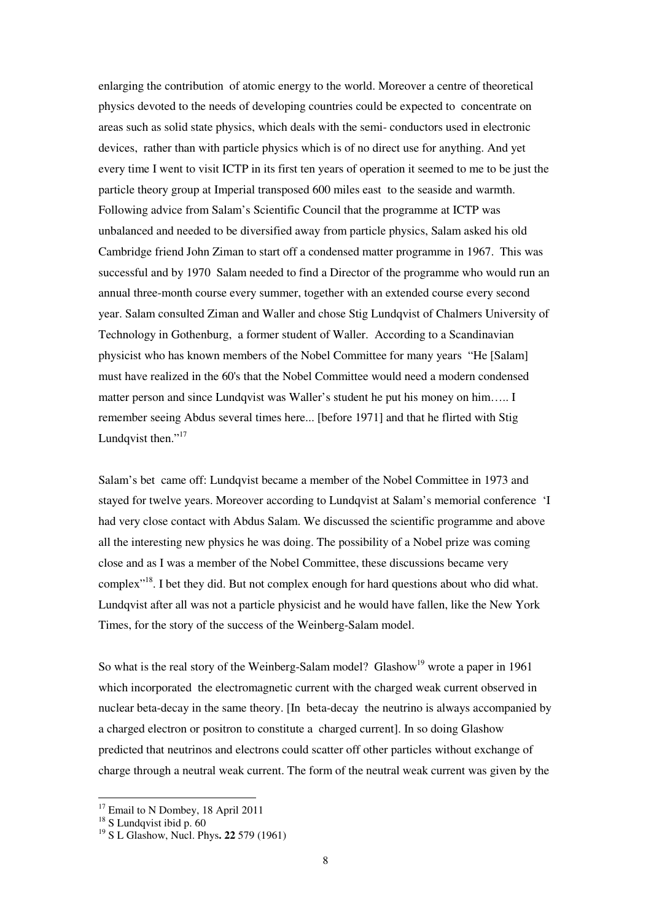enlarging the contribution of atomic energy to the world. Moreover a centre of theoretical physics devoted to the needs of developing countries could be expected to concentrate on areas such as solid state physics, which deals with the semi- conductors used in electronic devices, rather than with particle physics which is of no direct use for anything. And yet every time I went to visit ICTP in its first ten years of operation it seemed to me to be just the particle theory group at Imperial transposed 600 miles east to the seaside and warmth. Following advice from Salam's Scientific Council that the programme at ICTP was unbalanced and needed to be diversified away from particle physics, Salam asked his old Cambridge friend John Ziman to start off a condensed matter programme in 1967. This was successful and by 1970 Salam needed to find a Director of the programme who would run an annual three-month course every summer, together with an extended course every second year. Salam consulted Ziman and Waller and chose Stig Lundqvist of Chalmers University of Technology in Gothenburg, a former student of Waller. According to a Scandinavian physicist who has known members of the Nobel Committee for many years "He [Salam] must have realized in the 60's that the Nobel Committee would need a modern condensed matter person and since Lundqvist was Waller's student he put his money on him….. I remember seeing Abdus several times here... [before 1971] and that he flirted with Stig Lundqvist then."[17]

Salam's bet came off: Lundqvist became a member of the Nobel Committee in 1973 and stayed for twelve years. Moreover according to Lundqvist at Salam's memorial conference 'I had very close contact with Abdus Salam. We discussed the scientific programme and above all the interesting new physics he was doing. The possibility of a Nobel prize was coming close and as I was a member of the Nobel Committee, these discussions became very complex"[18]. I bet they did. But not complex enough for hard questions about who did what. Lundqvist after all was not a particle physicist and he would have fallen, like the New York Times, for the story of the success of the Weinberg-Salam model.

So what is the real story of the Weinberg-Salam model? Glashow[19] wrote a paper in 1961 which incorporated the electromagnetic current with the charged weak current observed in nuclear beta-decay in the same theory. [In beta-decay the neutrino is always accompanied by a charged electron or positron to constitute a charged current]. In so doing Glashow predicted that neutrinos and electrons could scatter off other particles without exchange of charge through a neutral weak current. The form of the neutral weak current was given by the

---

[17] Email to N Dombey, 18 April 2011

[18] S Lundqvist ibid p. 60

[19] S L Glashow, Nucl. Phys. **22** 579 (1961)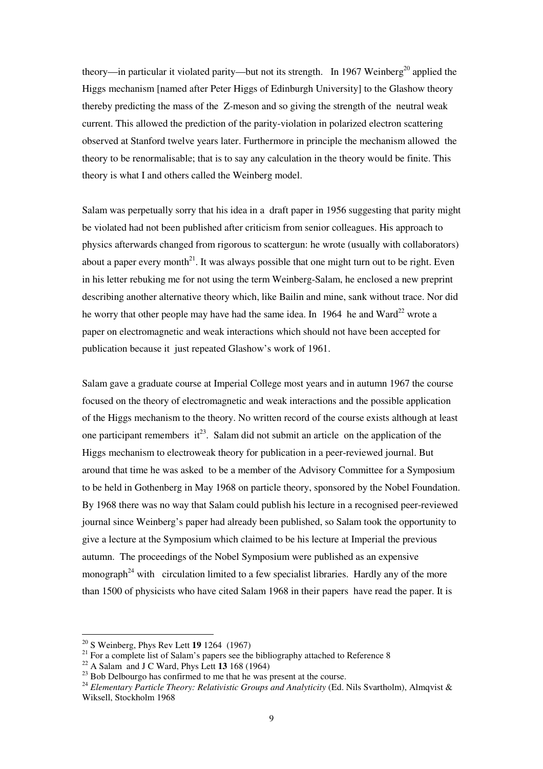theory—in particular it violated parity—but not its strength. In 1967 Weinberg[20] applied the Higgs mechanism [named after Peter Higgs of Edinburgh University] to the Glashow theory thereby predicting the mass of the Z-meson and so giving the strength of the neutral weak current. This allowed the prediction of the parity-violation in polarized electron scattering observed at Stanford twelve years later. Furthermore in principle the mechanism allowed the theory to be renormalisable; that is to say any calculation in the theory would be finite. This theory is what I and others called the Weinberg model.

Salam was perpetually sorry that his idea in a draft paper in 1956 suggesting that parity might be violated had not been published after criticism from senior colleagues. His approach to physics afterwards changed from rigorous to scattergun: he wrote (usually with collaborators) about a paper every month[21]. It was always possible that one might turn out to be right. Even in his letter rebuking me for not using the term Weinberg-Salam, he enclosed a new preprint describing another alternative theory which, like Bailin and mine, sank without trace. Nor did he worry that other people may have had the same idea. In 1964 he and Ward[22] wrote a paper on electromagnetic and weak interactions which should not have been accepted for publication because it just repeated Glashow's work of 1961.

Salam gave a graduate course at Imperial College most years and in autumn 1967 the course focused on the theory of electromagnetic and weak interactions and the possible application of the Higgs mechanism to the theory. No written record of the course exists although at least one participant remembers it[23]. Salam did not submit an article on the application of the Higgs mechanism to electroweak theory for publication in a peer-reviewed journal. But around that time he was asked to be a member of the Advisory Committee for a Symposium to be held in Gothenberg in May 1968 on particle theory, sponsored by the Nobel Foundation. By 1968 there was no way that Salam could publish his lecture in a recognised peer-reviewed journal since Weinberg's paper had already been published, so Salam took the opportunity to give a lecture at the Symposium which claimed to be his lecture at Imperial the previous autumn. The proceedings of the Nobel Symposium were published as an expensive monograph[24] with circulation limited to a few specialist libraries. Hardly any of the more than 1500 of physicists who have cited Salam 1968 in their papers have read the paper. It is

---

[20] S Weinberg, Phys Rev Lett **19** 1264 (1967)

[21] For a complete list of Salam's papers see the bibliography attached to Reference 8

[22] A Salam and J C Ward, Phys Lett **13** 168 (1964)

[23] Bob Delbourgo has confirmed to me that he was present at the course.

[24] *Elementary Particle Theory: Relativistic Groups and Analyticity* (Ed. Nils Svartholm), Almqvist & Wiksell, Stockholm 1968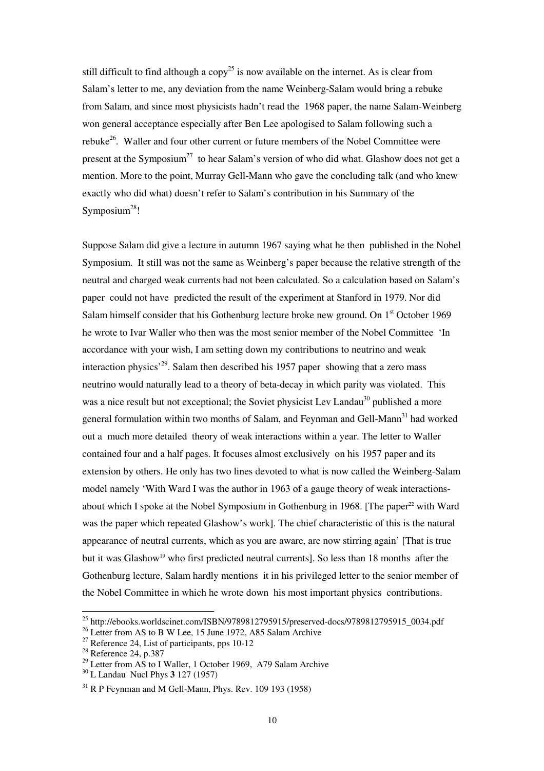still difficult to find although a copy[25] is now available on the internet. As is clear from Salam's letter to me, any deviation from the name Weinberg-Salam would bring a rebuke from Salam, and since most physicists hadn't read the 1968 paper, the name Salam-Weinberg won general acceptance especially after Ben Lee apologised to Salam following such a rebuke[26]. Waller and four other current or future members of the Nobel Committee were present at the Symposium[27] to hear Salam's version of who did what. Glashow does not get a mention. More to the point, Murray Gell-Mann who gave the concluding talk (and who knew exactly who did what) doesn't refer to Salam's contribution in his Summary of the Symposium[28]!

Suppose Salam did give a lecture in autumn 1967 saying what he then published in the Nobel Symposium. It still was not the same as Weinberg's paper because the relative strength of the neutral and charged weak currents had not been calculated. So a calculation based on Salam's paper could not have predicted the result of the experiment at Stanford in 1979. Nor did Salam himself consider that his Gothenburg lecture broke new ground. On 1st October 1969 he wrote to Ivar Waller who then was the most senior member of the Nobel Committee 'In accordance with your wish, I am setting down my contributions to neutrino and weak interaction physics'[29]. Salam then described his 1957 paper showing that a zero mass neutrino would naturally lead to a theory of beta-decay in which parity was violated. This was a nice result but not exceptional; the Soviet physicist Lev Landau[30] published a more general formulation within two months of Salam, and Feynman and Gell-Mann[31] had worked out a much more detailed theory of weak interactions within a year. The letter to Waller contained four and a half pages. It focuses almost exclusively on his 1957 paper and its extension by others. He only has two lines devoted to what is now called the Weinberg-Salam model namely 'With Ward I was the author in 1963 of a gauge theory of weak interactions- about which I spoke at the Nobel Symposium in Gothenburg in 1968. [The paper[22] with Ward was the paper which repeated Glashow's work]. The chief characteristic of this is the natural appearance of neutral currents, which as you are aware, are now stirring again' [That is true but it was Glashow[19] who first predicted neutral currents]. So less than 18 months after the Gothenburg lecture, Salam hardly mentions it in his privileged letter to the senior member of the Nobel Committee in which he wrote down his most important physics contributions.

---

[25] http://ebooks.worldscinet.com/ISBN/9789812795915/preserved-docs/9789812795915_0034.pdf

[26] Letter from AS to B W Lee, 15 June 1972, A85 Salam Archive

[27] Reference 24, List of participants, pps 10-12

[28] Reference 24, p.387

[29] Letter from AS to I Waller, 1 October 1969, A79 Salam Archive

[30] L Landau Nucl Phys **3** 127 (1957)

[31] R P Feynman and M Gell-Mann, Phys. Rev. 109 193 (1958)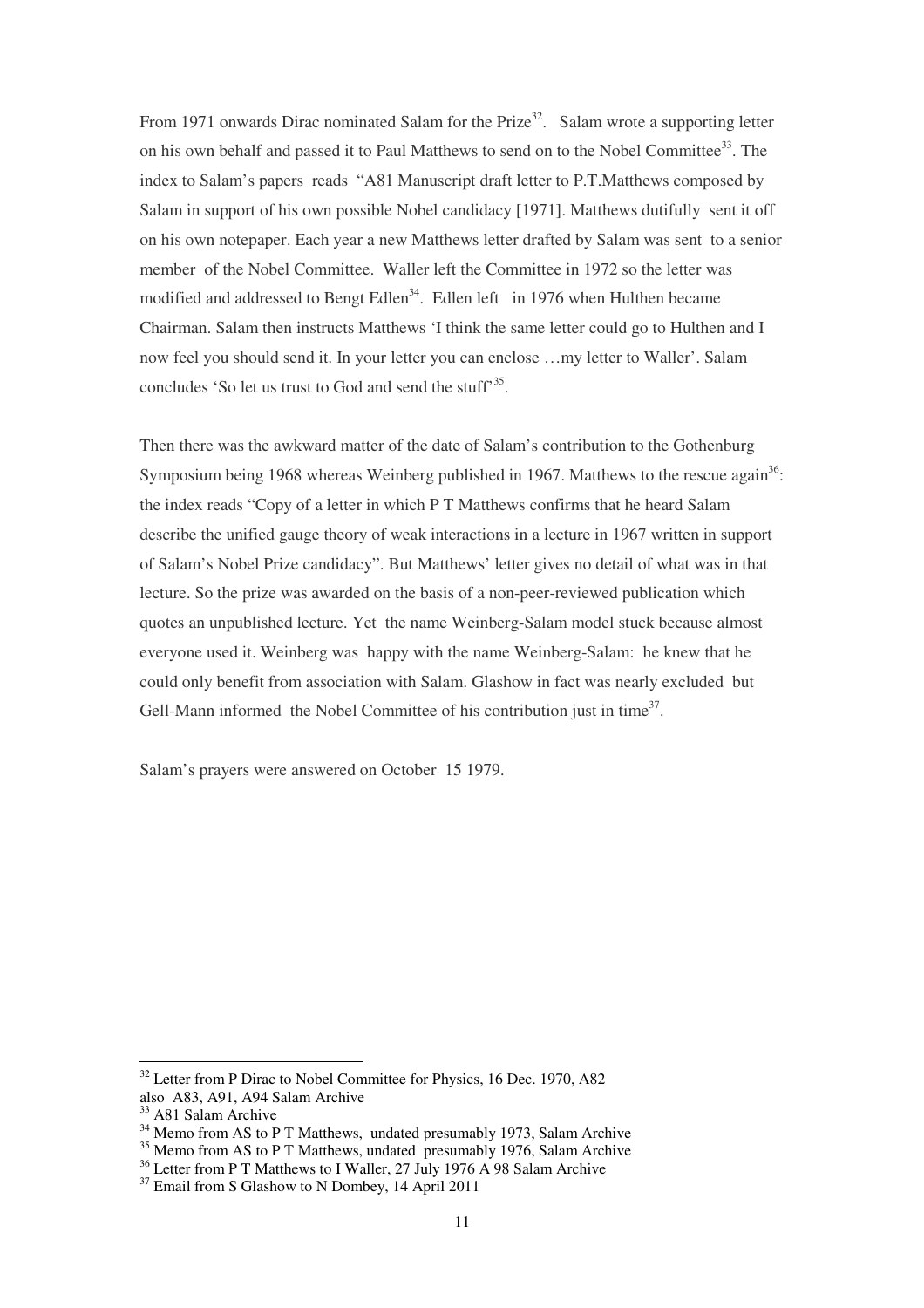From 1971 onwards Dirac nominated Salam for the Prize[32]. Salam wrote a supporting letter on his own behalf and passed it to Paul Matthews to send on to the Nobel Committee[33]. The index to Salam's papers reads "A81 Manuscript draft letter to P.T.Matthews composed by Salam in support of his own possible Nobel candidacy [1971]. Matthews dutifully sent it off on his own notepaper. Each year a new Matthews letter drafted by Salam was sent to a senior member of the Nobel Committee. Waller left the Committee in 1972 so the letter was modified and addressed to Bengt Edlen[34]. Edlen left in 1976 when Hulthen became Chairman. Salam then instructs Matthews 'I think the same letter could go to Hulthen and I now feel you should send it. In your letter you can enclose …my letter to Waller'. Salam concludes 'So let us trust to God and send the stuff'[35].

Then there was the awkward matter of the date of Salam's contribution to the Gothenburg Symposium being 1968 whereas Weinberg published in 1967. Matthews to the rescue again[36]: the index reads "Copy of a letter in which P T Matthews confirms that he heard Salam describe the unified gauge theory of weak interactions in a lecture in 1967 written in support of Salam's Nobel Prize candidacy". But Matthews' letter gives no detail of what was in that lecture. So the prize was awarded on the basis of a non-peer-reviewed publication which quotes an unpublished lecture. Yet the name Weinberg-Salam model stuck because almost everyone used it. Weinberg was happy with the name Weinberg-Salam: he knew that he could only benefit from association with Salam. Glashow in fact was nearly excluded but Gell-Mann informed the Nobel Committee of his contribution just in time[37].

Salam's prayers were answered on October 15 1979.

---

[32] Letter from P Dirac to Nobel Committee for Physics, 16 Dec. 1970, A82 also A83, A91, A94 Salam Archive

[33] A81 Salam Archive

[34] Memo from AS to P T Matthews, undated presumably 1973, Salam Archive

[35] Memo from AS to P T Matthews, undated presumably 1976, Salam Archive

[36] Letter from P T Matthews to I Waller, 27 July 1976 A 98 Salam Archive

[37] Email from S Glashow to N Dombey, 14 April 2011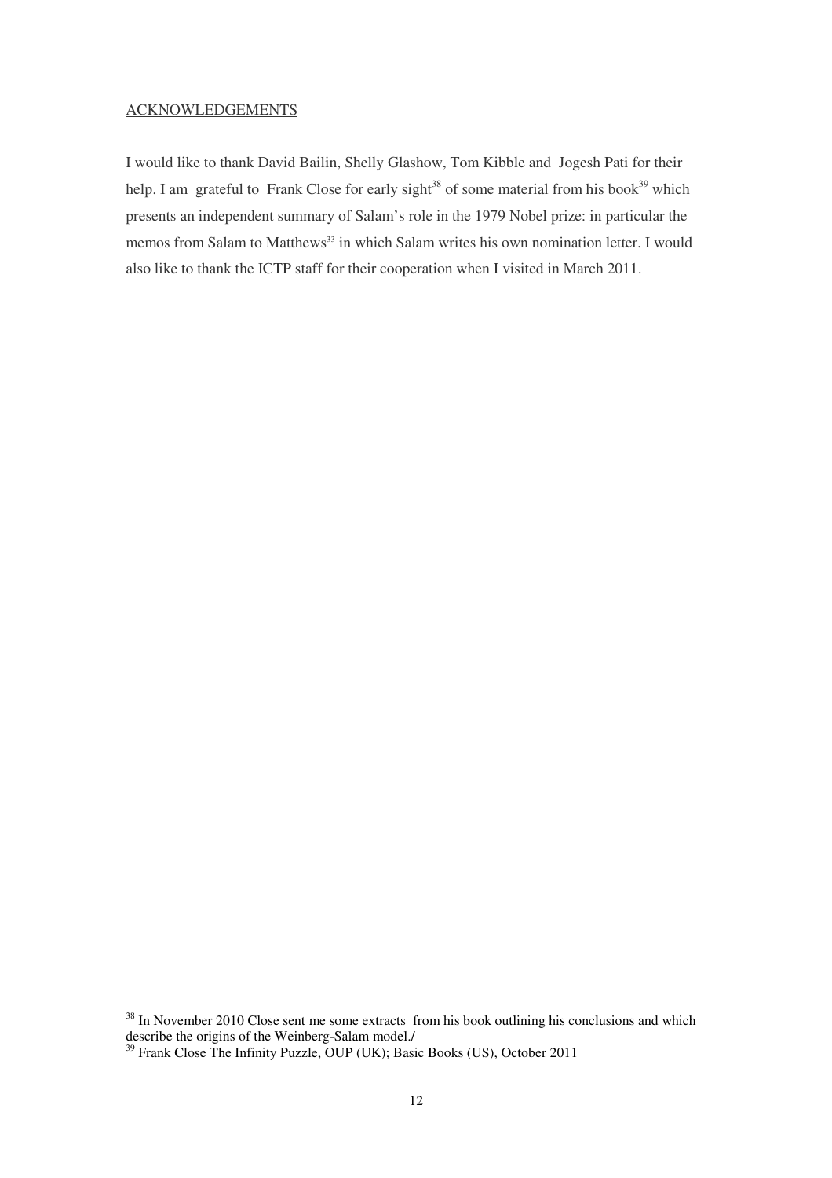## ACKNOWLEDGEMENTS

I would like to thank David Bailin, Shelly Glashow, Tom Kibble and Jogesh Pati for their help. I am grateful to Frank Close for early sight[38] of some material from his book[39] which presents an independent summary of Salam's role in the 1979 Nobel prize: in particular the memos from Salam to Matthews[33] in which Salam writes his own nomination letter. I would also like to thank the ICTP staff for their cooperation when I visited in March 2011.

---

[38] In November 2010 Close sent me some extracts from his book outlining his conclusions and which describe the origins of the Weinberg-Salam model./

[39] Frank Close The Infinity Puzzle, OUP (UK); Basic Books (US), October 2011